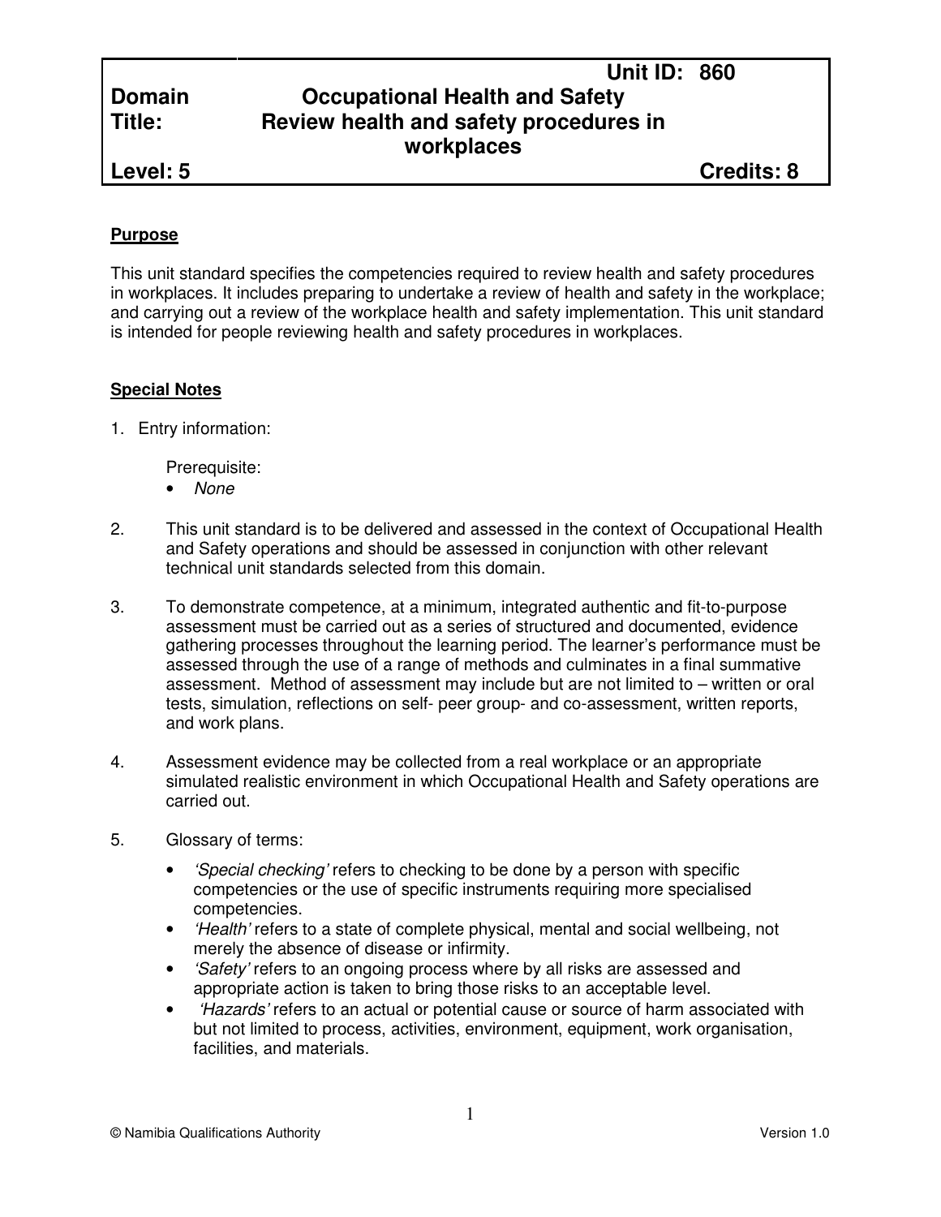| | | |
|---|---|---|
| | | **Unit ID: 860** |
| **Domain** | **Occupational Health and Safety** | |
| **Title:** | **Review health and safety procedures in workplaces** | |
| **Level: 5** | | **Credits: 8** |

**Purpose**

This unit standard specifies the competencies required to review health and safety procedures in workplaces. It includes preparing to undertake a review of health and safety in the workplace; and carrying out a review of the workplace health and safety implementation. This unit standard is intended for people reviewing health and safety procedures in workplaces.

**Special Notes**

1. Entry information:

   Prerequisite:
   - *None*

2. This unit standard is to be delivered and assessed in the context of Occupational Health and Safety operations and should be assessed in conjunction with other relevant technical unit standards selected from this domain.

3. To demonstrate competence, at a minimum, integrated authentic and fit-to-purpose assessment must be carried out as a series of structured and documented, evidence gathering processes throughout the learning period. The learner's performance must be assessed through the use of a range of methods and culminates in a final summative assessment. Method of assessment may include but are not limited to – written or oral tests, simulation, reflections on self- peer group- and co-assessment, written reports, and work plans.

4. Assessment evidence may be collected from a real workplace or an appropriate simulated realistic environment in which Occupational Health and Safety operations are carried out.

5. Glossary of terms:
   - *'Special checking'* refers to checking to be done by a person with specific competencies or the use of specific instruments requiring more specialised competencies.
   - *'Health'* refers to a state of complete physical, mental and social wellbeing, not merely the absence of disease or infirmity.
   - *'Safety'* refers to an ongoing process where by all risks are assessed and appropriate action is taken to bring those risks to an acceptable level.
   - *'Hazards'* refers to an actual or potential cause or source of harm associated with but not limited to process, activities, environment, equipment, work organisation, facilities, and materials.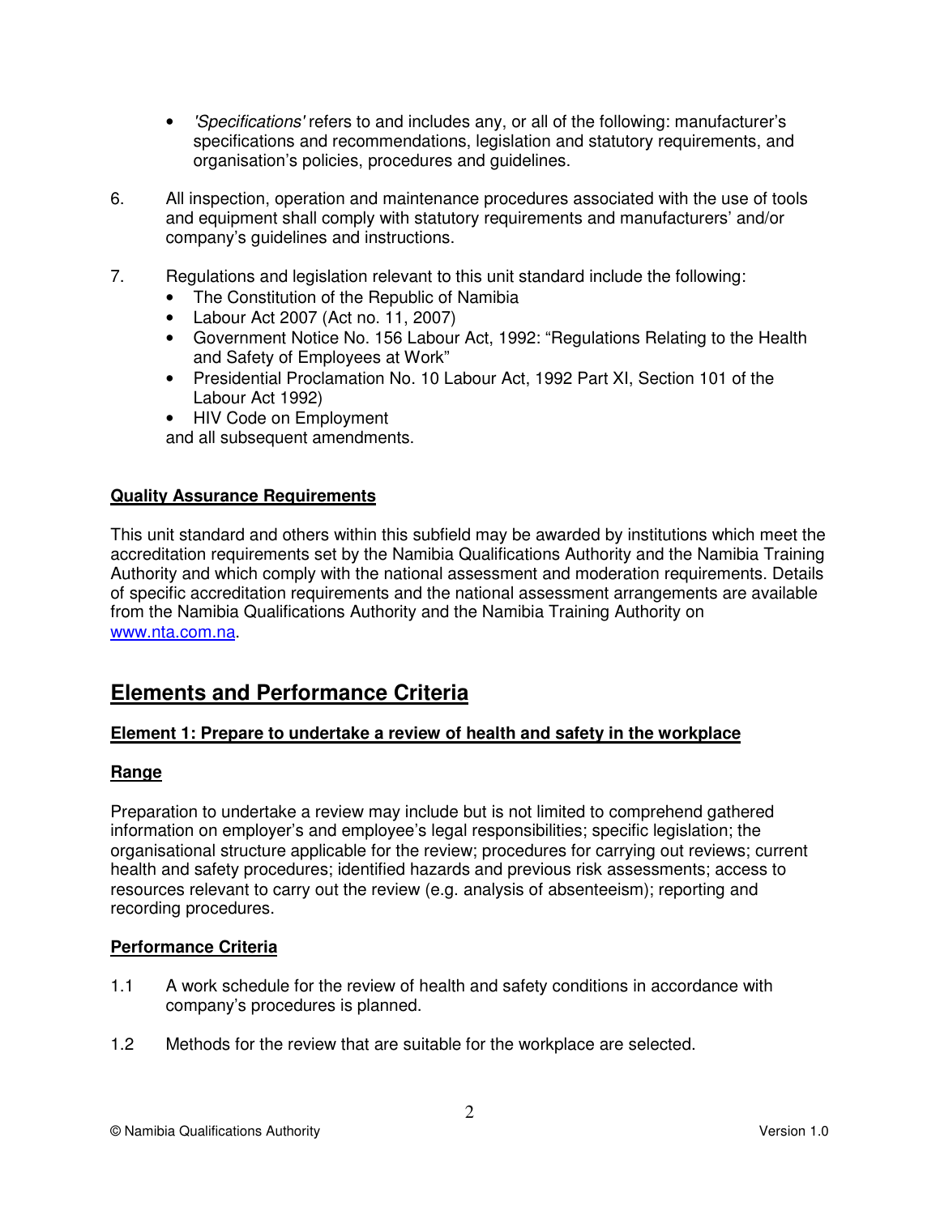- *'Specifications'* refers to and includes any, or all of the following: manufacturer's specifications and recommendations, legislation and statutory requirements, and organisation's policies, procedures and guidelines.

6. All inspection, operation and maintenance procedures associated with the use of tools and equipment shall comply with statutory requirements and manufacturers' and/or company's guidelines and instructions.

7. Regulations and legislation relevant to this unit standard include the following:
   - The Constitution of the Republic of Namibia
   - Labour Act 2007 (Act no. 11, 2007)
   - Government Notice No. 156 Labour Act, 1992: "Regulations Relating to the Health and Safety of Employees at Work"
   - Presidential Proclamation No. 10 Labour Act, 1992 Part XI, Section 101 of the Labour Act 1992)
   - HIV Code on Employment

   and all subsequent amendments.

**Quality Assurance Requirements**

This unit standard and others within this subfield may be awarded by institutions which meet the accreditation requirements set by the Namibia Qualifications Authority and the Namibia Training Authority and which comply with the national assessment and moderation requirements. Details of specific accreditation requirements and the national assessment arrangements are available from the Namibia Qualifications Authority and the Namibia Training Authority on [www.nta.com.na](www.nta.com.na).

## Elements and Performance Criteria

**Element 1: Prepare to undertake a review of health and safety in the workplace**

**Range**

Preparation to undertake a review may include but is not limited to comprehend gathered information on employer's and employee's legal responsibilities; specific legislation; the organisational structure applicable for the review; procedures for carrying out reviews; current health and safety procedures; identified hazards and previous risk assessments; access to resources relevant to carry out the review (e.g. analysis of absenteeism); reporting and recording procedures.

**Performance Criteria**

1.1 A work schedule for the review of health and safety conditions in accordance with company's procedures is planned.

1.2 Methods for the review that are suitable for the workplace are selected.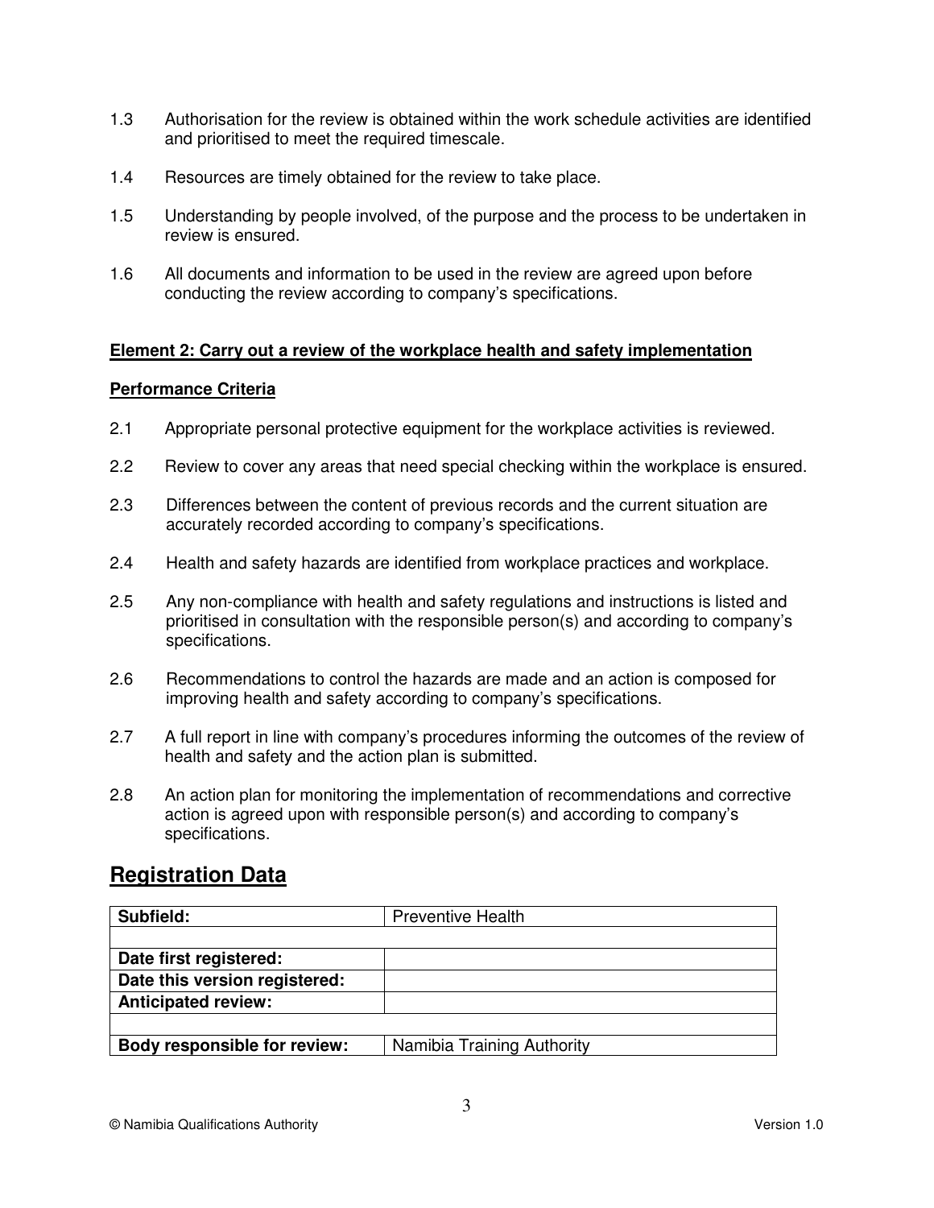1.3 Authorisation for the review is obtained within the work schedule activities are identified and prioritised to meet the required timescale.

1.4 Resources are timely obtained for the review to take place.

1.5 Understanding by people involved, of the purpose and the process to be undertaken in review is ensured.

1.6 All documents and information to be used in the review are agreed upon before conducting the review according to company's specifications.

**Element 2: Carry out a review of the workplace health and safety implementation**

**Performance Criteria**

2.1 Appropriate personal protective equipment for the workplace activities is reviewed.

2.2 Review to cover any areas that need special checking within the workplace is ensured.

2.3 Differences between the content of previous records and the current situation are accurately recorded according to company's specifications.

2.4 Health and safety hazards are identified from workplace practices and workplace.

2.5 Any non-compliance with health and safety regulations and instructions is listed and prioritised in consultation with the responsible person(s) and according to company's specifications.

2.6 Recommendations to control the hazards are made and an action is composed for improving health and safety according to company's specifications.

2.7 A full report in line with company's procedures informing the outcomes of the review of health and safety and the action plan is submitted.

2.8 An action plan for monitoring the implementation of recommendations and corrective action is agreed upon with responsible person(s) and according to company's specifications.

## Registration Data

| | |
|---|---|
| **Subfield:** | Preventive Health |
| | |
| **Date first registered:** | |
| **Date this version registered:** | |
| **Anticipated review:** | |
| | |
| **Body responsible for review:** | Namibia Training Authority |